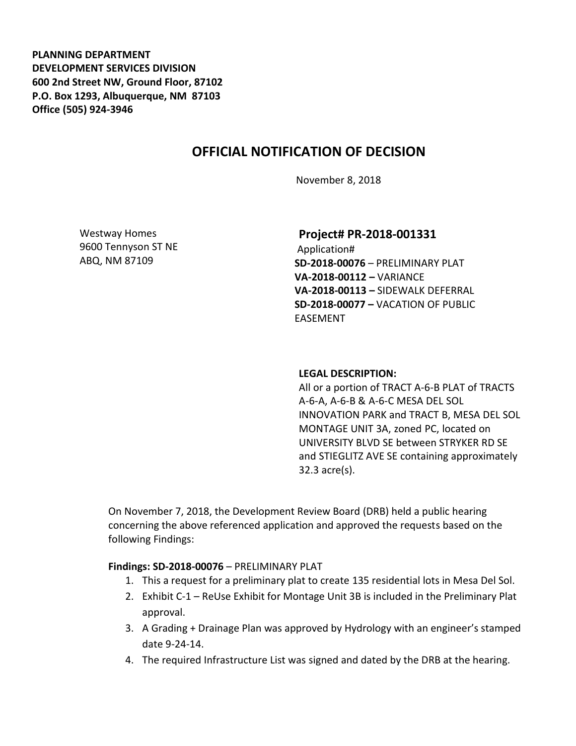**PLANNING DEPARTMENT**
**DEVELOPMENT SERVICES DIVISION**
**600 2nd Street NW, Ground Floor, 87102**
**P.O. Box 1293, Albuquerque, NM 87103**
**Office (505) 924-3946**

# OFFICIAL NOTIFICATION OF DECISION

November 8, 2018

Westway Homes
9600 Tennyson ST NE
ABQ, NM 87109

**Project# PR-2018-001331**
Application#
**SD-2018-00076** – PRELIMINARY PLAT
**VA-2018-00112 –** VARIANCE
**VA-2018-00113 –** SIDEWALK DEFERRAL
**SD-2018-00077 –** VACATION OF PUBLIC EASEMENT

**LEGAL DESCRIPTION:**
All or a portion of TRACT A-6-B PLAT of TRACTS A-6-A, A-6-B & A-6-C MESA DEL SOL INNOVATION PARK and TRACT B, MESA DEL SOL MONTAGE UNIT 3A, zoned PC, located on UNIVERSITY BLVD SE between STRYKER RD SE and STIEGLITZ AVE SE containing approximately 32.3 acre(s).

On November 7, 2018, the Development Review Board (DRB) held a public hearing concerning the above referenced application and approved the requests based on the following Findings:

**Findings: SD-2018-00076** – PRELIMINARY PLAT

1. This a request for a preliminary plat to create 135 residential lots in Mesa Del Sol.
2. Exhibit C-1 – ReUse Exhibit for Montage Unit 3B is included in the Preliminary Plat approval.
3. A Grading + Drainage Plan was approved by Hydrology with an engineer's stamped date 9-24-14.
4. The required Infrastructure List was signed and dated by the DRB at the hearing.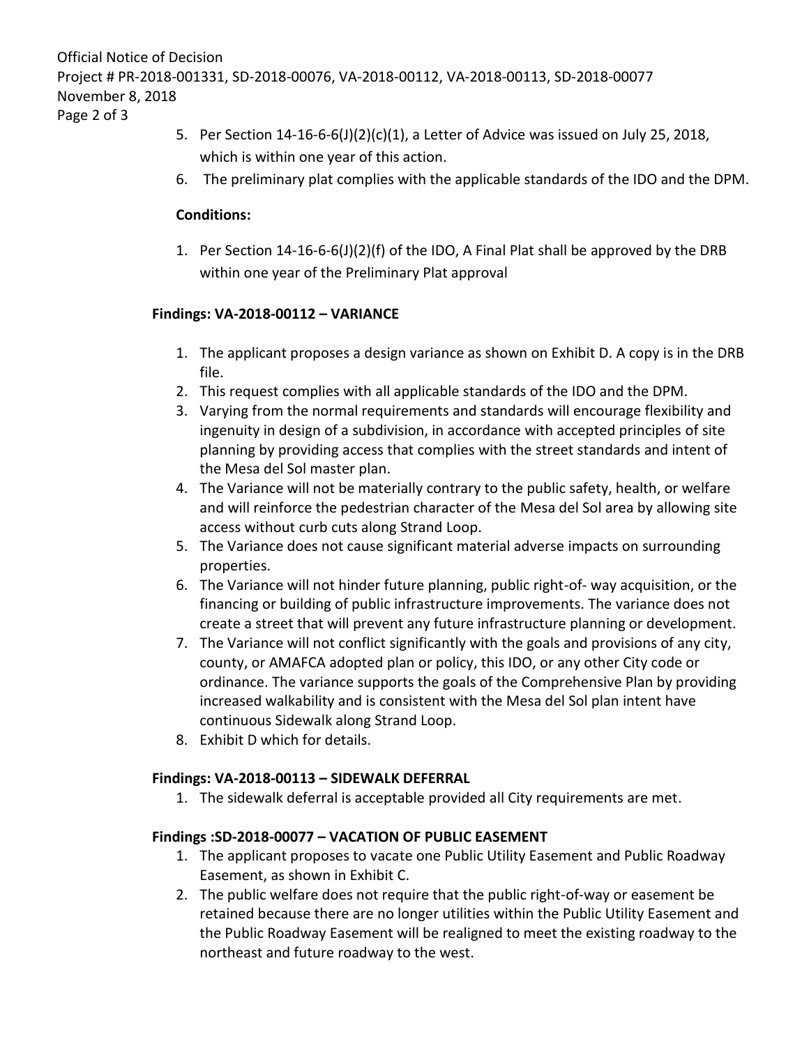5. Per Section 14-16-6-6(J)(2)(c)(1), a Letter of Advice was issued on July 25, 2018, which is within one year of this action.
6. The preliminary plat complies with the applicable standards of the IDO and the DPM.

**Conditions:**

1. Per Section 14-16-6-6(J)(2)(f) of the IDO, A Final Plat shall be approved by the DRB within one year of the Preliminary Plat approval

**Findings: VA-2018-00112 – VARIANCE**

1. The applicant proposes a design variance as shown on Exhibit D. A copy is in the DRB file.
2. This request complies with all applicable standards of the IDO and the DPM.
3. Varying from the normal requirements and standards will encourage flexibility and ingenuity in design of a subdivision, in accordance with accepted principles of site planning by providing access that complies with the street standards and intent of the Mesa del Sol master plan.
4. The Variance will not be materially contrary to the public safety, health, or welfare and will reinforce the pedestrian character of the Mesa del Sol area by allowing site access without curb cuts along Strand Loop.
5. The Variance does not cause significant material adverse impacts on surrounding properties.
6. The Variance will not hinder future planning, public right-of- way acquisition, or the financing or building of public infrastructure improvements. The variance does not create a street that will prevent any future infrastructure planning or development.
7. The Variance will not conflict significantly with the goals and provisions of any city, county, or AMAFCA adopted plan or policy, this IDO, or any other City code or ordinance. The variance supports the goals of the Comprehensive Plan by providing increased walkability and is consistent with the Mesa del Sol plan intent have continuous Sidewalk along Strand Loop.
8. Exhibit D which for details.

**Findings: VA-2018-00113 – SIDEWALK DEFERRAL**

1. The sidewalk deferral is acceptable provided all City requirements are met.

**Findings :SD-2018-00077 – VACATION OF PUBLIC EASEMENT**

1. The applicant proposes to vacate one Public Utility Easement and Public Roadway Easement, as shown in Exhibit C.
2. The public welfare does not require that the public right-of-way or easement be retained because there are no longer utilities within the Public Utility Easement and the Public Roadway Easement will be realigned to meet the existing roadway to the northeast and future roadway to the west.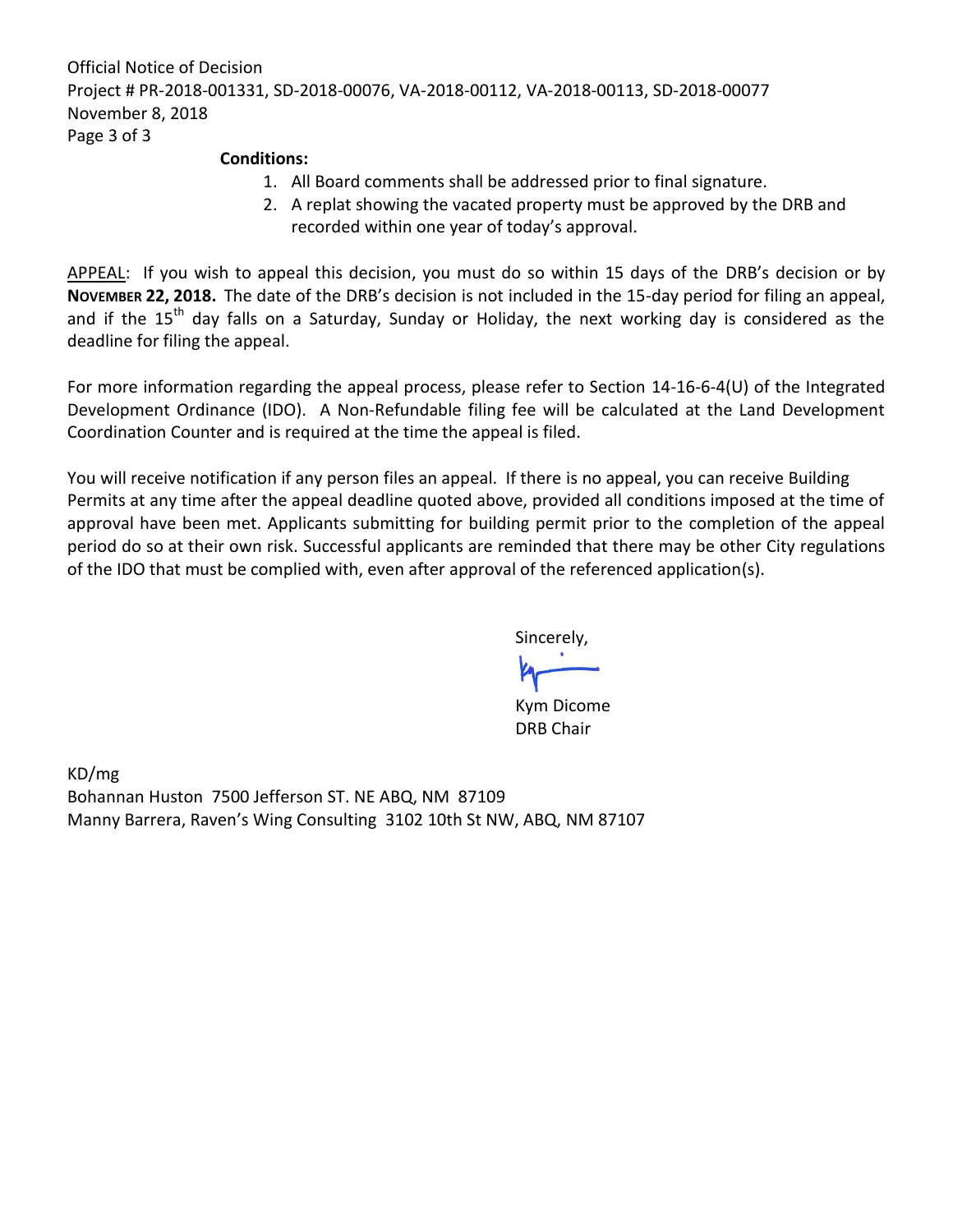**Conditions:**

1. All Board comments shall be addressed prior to final signature.
2. A replat showing the vacated property must be approved by the DRB and recorded within one year of today's approval.

APPEAL: If you wish to appeal this decision, you must do so within 15 days of the DRB's decision or by **NOVEMBER 22, 2018.** The date of the DRB's decision is not included in the 15-day period for filing an appeal, and if the 15th day falls on a Saturday, Sunday or Holiday, the next working day is considered as the deadline for filing the appeal.

For more information regarding the appeal process, please refer to Section 14-16-6-4(U) of the Integrated Development Ordinance (IDO). A Non-Refundable filing fee will be calculated at the Land Development Coordination Counter and is required at the time the appeal is filed.

You will receive notification if any person files an appeal. If there is no appeal, you can receive Building Permits at any time after the appeal deadline quoted above, provided all conditions imposed at the time of approval have been met. Applicants submitting for building permit prior to the completion of the appeal period do so at their own risk. Successful applicants are reminded that there may be other City regulations of the IDO that must be complied with, even after approval of the referenced application(s).

Sincerely,

Kym Dicome
DRB Chair

KD/mg
Bohannan Huston 7500 Jefferson ST. NE ABQ, NM 87109
Manny Barrera, Raven's Wing Consulting 3102 10th St NW, ABQ, NM 87107